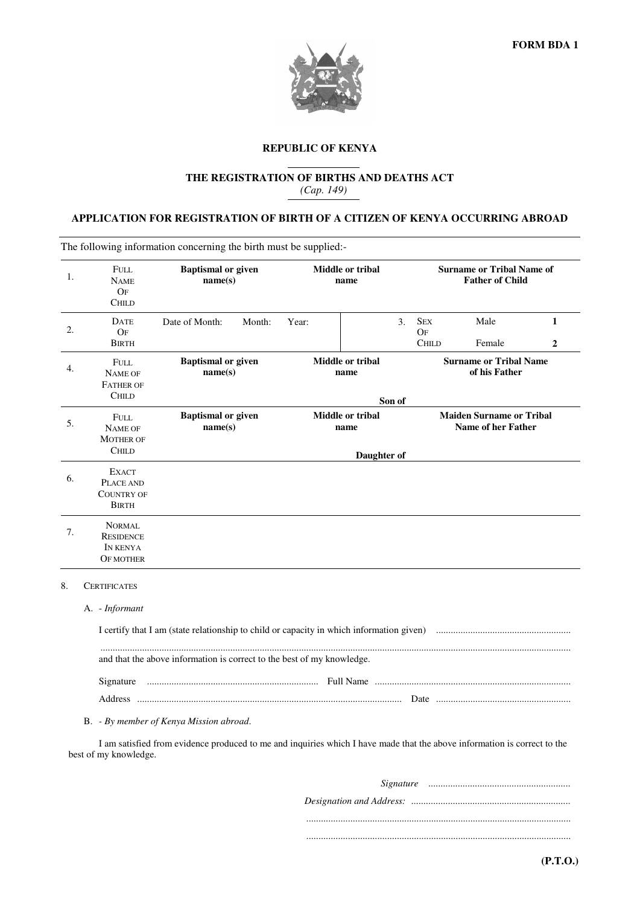FORM BDA 1

**REPUBLIC OF KENYA**

**THE REGISTRATION OF BIRTHS AND DEATHS ACT**

*(Cap. 149)*

**APPLICATION FOR REGISTRATION OF BIRTH OF A CITIZEN OF KENYA OCCURRING ABROAD**

The following information concerning the birth must be supplied:-

| | | | | |
|---|---|---|---|---|
| 1. | FULL NAME OF CHILD | **Baptismal or given name(s)** | **Middle or tribal name** | **Surname or Tribal Name of Father of Child** |
| 2. | DATE OF BIRTH | Date of Month: Month: Year: | 3. SEX OF CHILD | Male **1** Female **2** |
| 4. | FULL NAME OF FATHER OF CHILD | **Baptismal or given name(s)** | **Middle or tribal name** **Son of** | **Surname or Tribal Name of his Father** |
| 5. | FULL NAME OF MOTHER OF CHILD | **Baptismal or given name(s)** | **Middle or tribal name** **Daughter of** | **Maiden Surname or Tribal Name of her Father** |
| 6. | EXACT PLACE AND COUNTRY OF BIRTH | | | |
| 7. | NORMAL RESIDENCE IN KENYA OF MOTHER | | | |

8. CERTIFICATES

A. - *Informant*

I certify that I am (state relationship to child or capacity in which information given) ......................................................

..............................................................................................................................................................................

and that the above information is correct to the best of my knowledge.

Signature ...................................................................... Full Name ...............................................................................

Address ........................................................................................................... Date .......................................................

B. - *By member of Kenya Mission abroad.*

I am satisfied from evidence produced to me and inquiries which I have made that the above information is correct to the best of my knowledge.

*Signature* .........................................................

*Designation and Address:* ................................................................

..........................................................................................................

..........................................................................................................

**(P.T.O.)**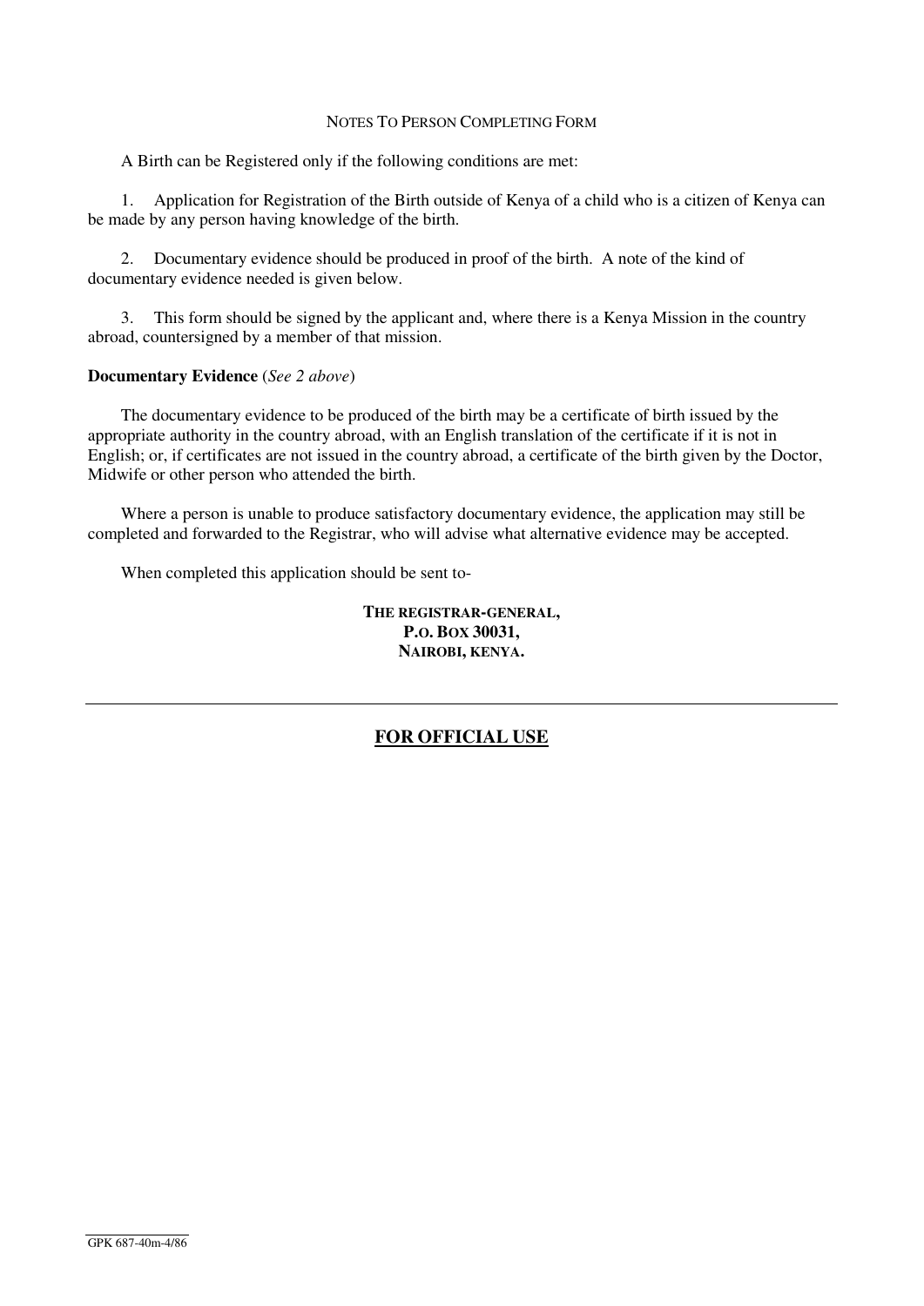## NOTES TO PERSON COMPLETING FORM

A Birth can be Registered only if the following conditions are met:

1. Application for Registration of the Birth outside of Kenya of a child who is a citizen of Kenya can be made by any person having knowledge of the birth.

2. Documentary evidence should be produced in proof of the birth. A note of the kind of documentary evidence needed is given below.

3. This form should be signed by the applicant and, where there is a Kenya Mission in the country abroad, countersigned by a member of that mission.

**Documentary Evidence** (*See 2 above*)

The documentary evidence to be produced of the birth may be a certificate of birth issued by the appropriate authority in the country abroad, with an English translation of the certificate if it is not in English; or, if certificates are not issued in the country abroad, a certificate of the birth given by the Doctor, Midwife or other person who attended the birth.

Where a person is unable to produce satisfactory documentary evidence, the application may still be completed and forwarded to the Registrar, who will advise what alternative evidence may be accepted.

When completed this application should be sent to-

**THE REGISTRAR-GENERAL,**
**P.O. BOX 30031,**
**NAIROBI, KENYA.**

---

## FOR OFFICIAL USE

GPK 687-40m-4/86